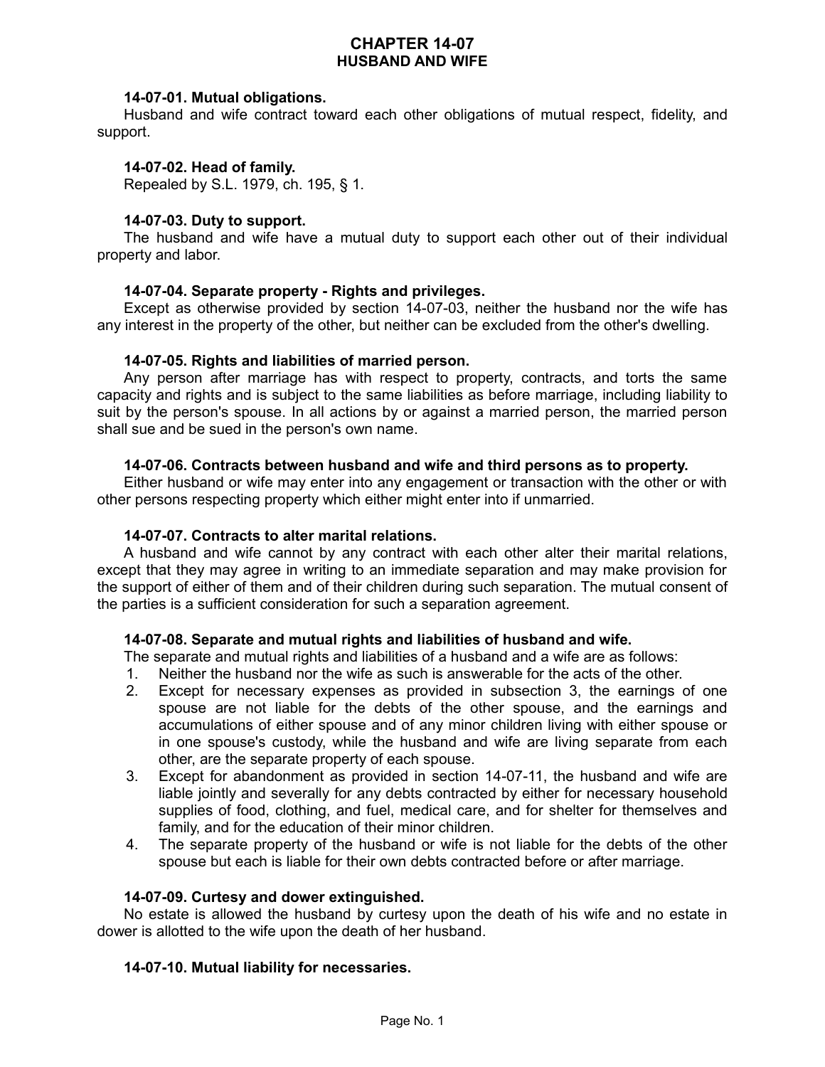# CHAPTER 14-07
## HUSBAND AND WIFE

### 14-07-01. Mutual obligations.

Husband and wife contract toward each other obligations of mutual respect, fidelity, and support.

### 14-07-02. Head of family.

Repealed by S.L. 1979, ch. 195, § 1.

### 14-07-03. Duty to support.

The husband and wife have a mutual duty to support each other out of their individual property and labor.

### 14-07-04. Separate property - Rights and privileges.

Except as otherwise provided by section 14-07-03, neither the husband nor the wife has any interest in the property of the other, but neither can be excluded from the other's dwelling.

### 14-07-05. Rights and liabilities of married person.

Any person after marriage has with respect to property, contracts, and torts the same capacity and rights and is subject to the same liabilities as before marriage, including liability to suit by the person's spouse. In all actions by or against a married person, the married person shall sue and be sued in the person's own name.

### 14-07-06. Contracts between husband and wife and third persons as to property.

Either husband or wife may enter into any engagement or transaction with the other or with other persons respecting property which either might enter into if unmarried.

### 14-07-07. Contracts to alter marital relations.

A husband and wife cannot by any contract with each other alter their marital relations, except that they may agree in writing to an immediate separation and may make provision for the support of either of them and of their children during such separation. The mutual consent of the parties is a sufficient consideration for such a separation agreement.

### 14-07-08. Separate and mutual rights and liabilities of husband and wife.

The separate and mutual rights and liabilities of a husband and a wife are as follows:

1. Neither the husband nor the wife as such is answerable for the acts of the other.
2. Except for necessary expenses as provided in subsection 3, the earnings of one spouse are not liable for the debts of the other spouse, and the earnings and accumulations of either spouse and of any minor children living with either spouse or in one spouse's custody, while the husband and wife are living separate from each other, are the separate property of each spouse.
3. Except for abandonment as provided in section 14-07-11, the husband and wife are liable jointly and severally for any debts contracted by either for necessary household supplies of food, clothing, and fuel, medical care, and for shelter for themselves and family, and for the education of their minor children.
4. The separate property of the husband or wife is not liable for the debts of the other spouse but each is liable for their own debts contracted before or after marriage.

### 14-07-09. Curtesy and dower extinguished.

No estate is allowed the husband by curtesy upon the death of his wife and no estate in dower is allotted to the wife upon the death of her husband.

### 14-07-10. Mutual liability for necessaries.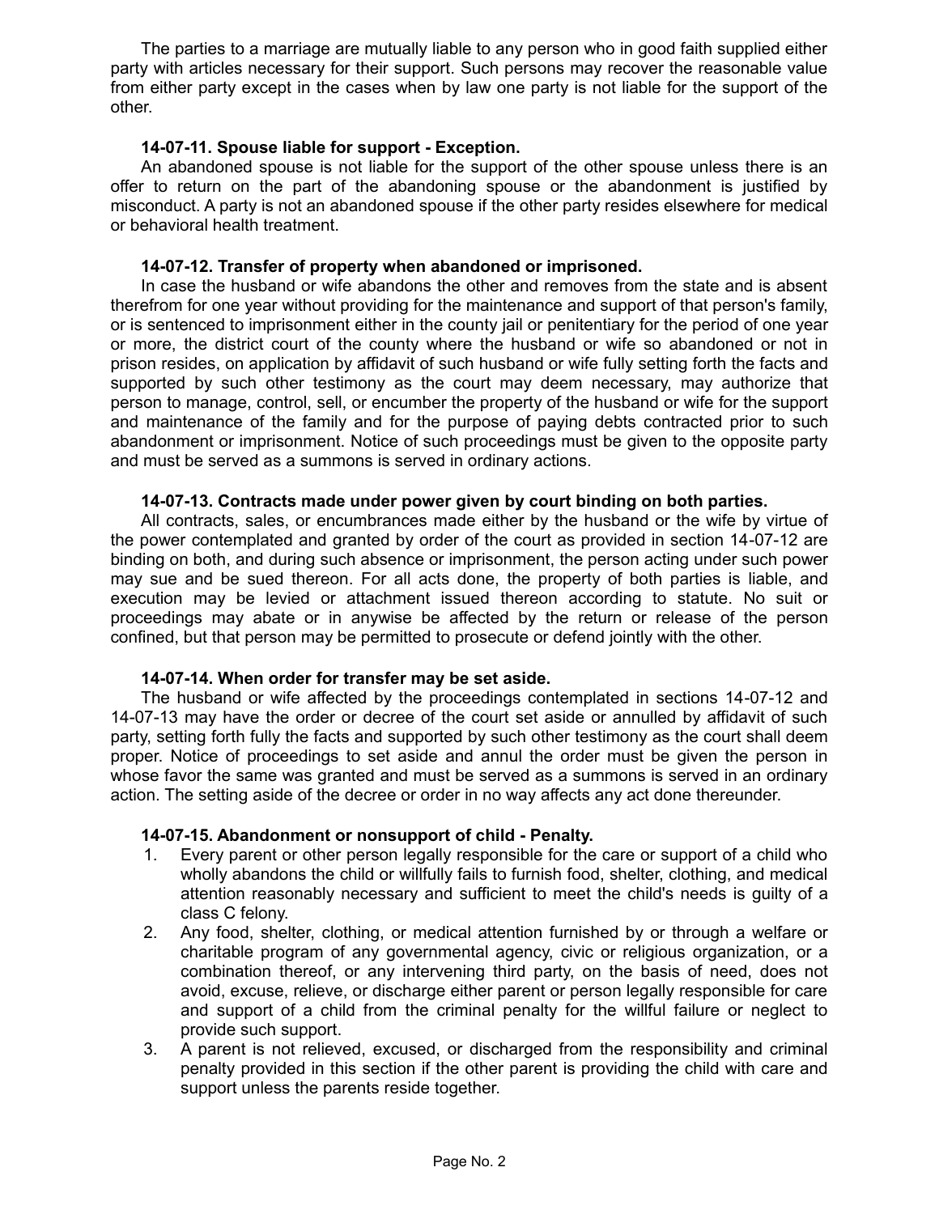The parties to a marriage are mutually liable to any person who in good faith supplied either party with articles necessary for their support. Such persons may recover the reasonable value from either party except in the cases when by law one party is not liable for the support of the other.

### 14-07-11. Spouse liable for support - Exception.

An abandoned spouse is not liable for the support of the other spouse unless there is an offer to return on the part of the abandoning spouse or the abandonment is justified by misconduct. A party is not an abandoned spouse if the other party resides elsewhere for medical or behavioral health treatment.

### 14-07-12. Transfer of property when abandoned or imprisoned.

In case the husband or wife abandons the other and removes from the state and is absent therefrom for one year without providing for the maintenance and support of that person's family, or is sentenced to imprisonment either in the county jail or penitentiary for the period of one year or more, the district court of the county where the husband or wife so abandoned or not in prison resides, on application by affidavit of such husband or wife fully setting forth the facts and supported by such other testimony as the court may deem necessary, may authorize that person to manage, control, sell, or encumber the property of the husband or wife for the support and maintenance of the family and for the purpose of paying debts contracted prior to such abandonment or imprisonment. Notice of such proceedings must be given to the opposite party and must be served as a summons is served in ordinary actions.

### 14-07-13. Contracts made under power given by court binding on both parties.

All contracts, sales, or encumbrances made either by the husband or the wife by virtue of the power contemplated and granted by order of the court as provided in section 14-07-12 are binding on both, and during such absence or imprisonment, the person acting under such power may sue and be sued thereon. For all acts done, the property of both parties is liable, and execution may be levied or attachment issued thereon according to statute. No suit or proceedings may abate or in anywise be affected by the return or release of the person confined, but that person may be permitted to prosecute or defend jointly with the other.

### 14-07-14. When order for transfer may be set aside.

The husband or wife affected by the proceedings contemplated in sections 14-07-12 and 14-07-13 may have the order or decree of the court set aside or annulled by affidavit of such party, setting forth fully the facts and supported by such other testimony as the court shall deem proper. Notice of proceedings to set aside and annul the order must be given the person in whose favor the same was granted and must be served as a summons is served in an ordinary action. The setting aside of the decree or order in no way affects any act done thereunder.

### 14-07-15. Abandonment or nonsupport of child - Penalty.

1. Every parent or other person legally responsible for the care or support of a child who wholly abandons the child or willfully fails to furnish food, shelter, clothing, and medical attention reasonably necessary and sufficient to meet the child's needs is guilty of a class C felony.
2. Any food, shelter, clothing, or medical attention furnished by or through a welfare or charitable program of any governmental agency, civic or religious organization, or a combination thereof, or any intervening third party, on the basis of need, does not avoid, excuse, relieve, or discharge either parent or person legally responsible for care and support of a child from the criminal penalty for the willful failure or neglect to provide such support.
3. A parent is not relieved, excused, or discharged from the responsibility and criminal penalty provided in this section if the other parent is providing the child with care and support unless the parents reside together.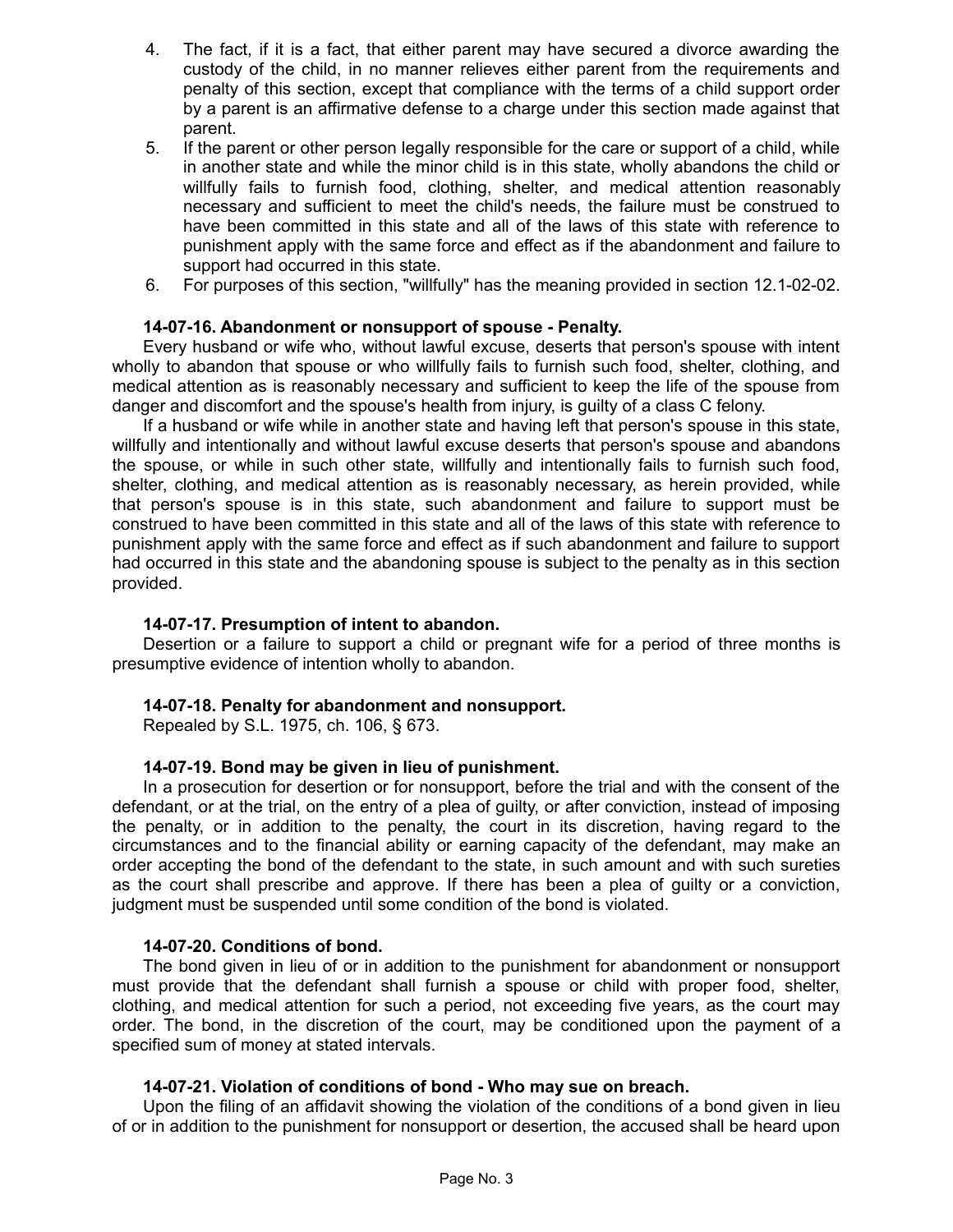4. The fact, if it is a fact, that either parent may have secured a divorce awarding the custody of the child, in no manner relieves either parent from the requirements and penalty of this section, except that compliance with the terms of a child support order by a parent is an affirmative defense to a charge under this section made against that parent.
5. If the parent or other person legally responsible for the care or support of a child, while in another state and while the minor child is in this state, wholly abandons the child or willfully fails to furnish food, clothing, shelter, and medical attention reasonably necessary and sufficient to meet the child's needs, the failure must be construed to have been committed in this state and all of the laws of this state with reference to punishment apply with the same force and effect as if the abandonment and failure to support had occurred in this state.
6. For purposes of this section, "willfully" has the meaning provided in section 12.1-02-02.

**14-07-16. Abandonment or nonsupport of spouse - Penalty.**

Every husband or wife who, without lawful excuse, deserts that person's spouse with intent wholly to abandon that spouse or who willfully fails to furnish such food, shelter, clothing, and medical attention as is reasonably necessary and sufficient to keep the life of the spouse from danger and discomfort and the spouse's health from injury, is guilty of a class C felony.

If a husband or wife while in another state and having left that person's spouse in this state, willfully and intentionally and without lawful excuse deserts that person's spouse and abandons the spouse, or while in such other state, willfully and intentionally fails to furnish such food, shelter, clothing, and medical attention as is reasonably necessary, as herein provided, while that person's spouse is in this state, such abandonment and failure to support must be construed to have been committed in this state and all of the laws of this state with reference to punishment apply with the same force and effect as if such abandonment and failure to support had occurred in this state and the abandoning spouse is subject to the penalty as in this section provided.

**14-07-17. Presumption of intent to abandon.**

Desertion or a failure to support a child or pregnant wife for a period of three months is presumptive evidence of intention wholly to abandon.

**14-07-18. Penalty for abandonment and nonsupport.**

Repealed by S.L. 1975, ch. 106, § 673.

**14-07-19. Bond may be given in lieu of punishment.**

In a prosecution for desertion or for nonsupport, before the trial and with the consent of the defendant, or at the trial, on the entry of a plea of guilty, or after conviction, instead of imposing the penalty, or in addition to the penalty, the court in its discretion, having regard to the circumstances and to the financial ability or earning capacity of the defendant, may make an order accepting the bond of the defendant to the state, in such amount and with such sureties as the court shall prescribe and approve. If there has been a plea of guilty or a conviction, judgment must be suspended until some condition of the bond is violated.

**14-07-20. Conditions of bond.**

The bond given in lieu of or in addition to the punishment for abandonment or nonsupport must provide that the defendant shall furnish a spouse or child with proper food, shelter, clothing, and medical attention for such a period, not exceeding five years, as the court may order. The bond, in the discretion of the court, may be conditioned upon the payment of a specified sum of money at stated intervals.

**14-07-21. Violation of conditions of bond - Who may sue on breach.**

Upon the filing of an affidavit showing the violation of the conditions of a bond given in lieu of or in addition to the punishment for nonsupport or desertion, the accused shall be heard upon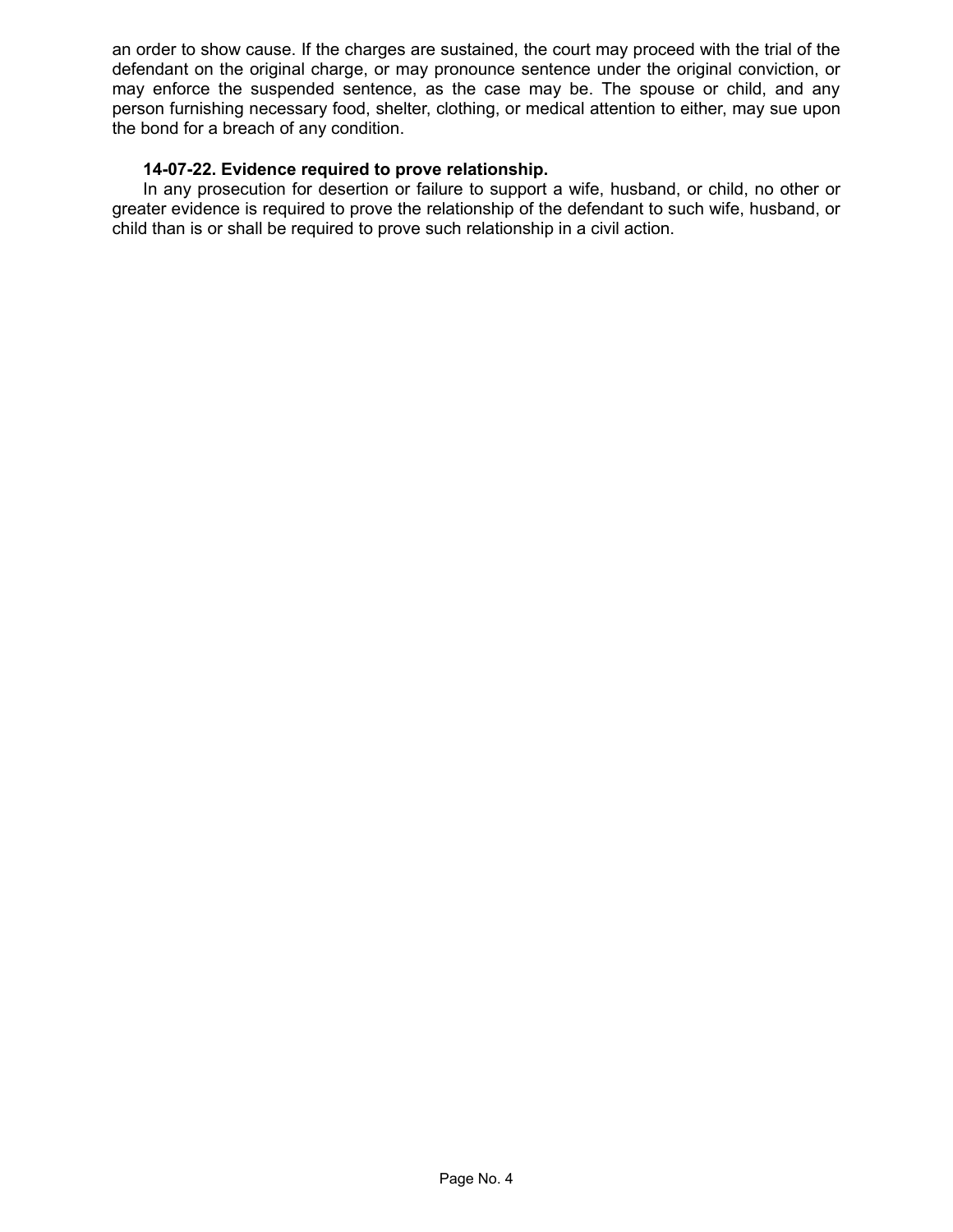an order to show cause. If the charges are sustained, the court may proceed with the trial of the defendant on the original charge, or may pronounce sentence under the original conviction, or may enforce the suspended sentence, as the case may be. The spouse or child, and any person furnishing necessary food, shelter, clothing, or medical attention to either, may sue upon the bond for a breach of any condition.

**14-07-22. Evidence required to prove relationship.**

In any prosecution for desertion or failure to support a wife, husband, or child, no other or greater evidence is required to prove the relationship of the defendant to such wife, husband, or child than is or shall be required to prove such relationship in a civil action.